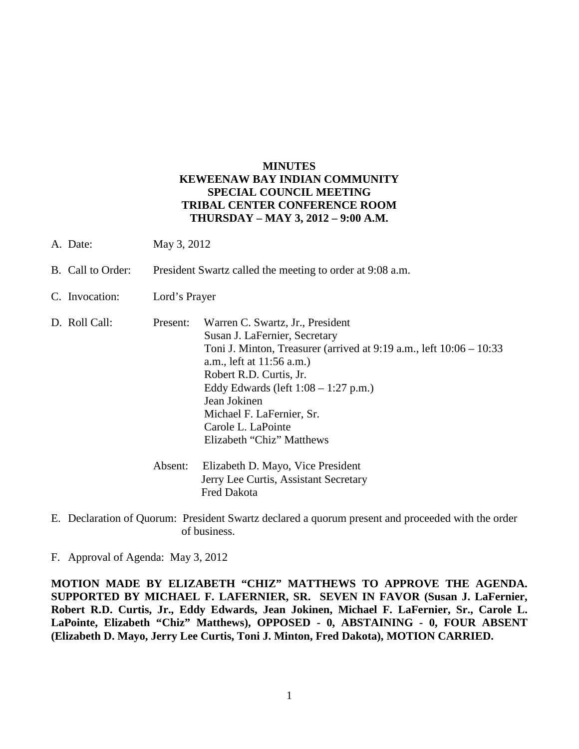**MINUTES**
**KEWEENAW BAY INDIAN COMMUNITY**
**SPECIAL COUNCIL MEETING**
**TRIBAL CENTER CONFERENCE ROOM**
**THURSDAY – MAY 3, 2012 – 9:00 A.M.**

A. Date: May 3, 2012

B. Call to Order: President Swartz called the meeting to order at 9:08 a.m.

C. Invocation: Lord's Prayer

D. Roll Call: Present:
Warren C. Swartz, Jr., President
Susan J. LaFernier, Secretary
Toni J. Minton, Treasurer (arrived at 9:19 a.m., left 10:06 – 10:33 a.m., left at 11:56 a.m.)
Robert R.D. Curtis, Jr.
Eddy Edwards (left 1:08 – 1:27 p.m.)
Jean Jokinen
Michael F. LaFernier, Sr.
Carole L. LaPointe
Elizabeth "Chiz" Matthews

Absent:
Elizabeth D. Mayo, Vice President
Jerry Lee Curtis, Assistant Secretary
Fred Dakota

E. Declaration of Quorum: President Swartz declared a quorum present and proceeded with the order of business.

F. Approval of Agenda: May 3, 2012

**MOTION MADE BY ELIZABETH "CHIZ" MATTHEWS TO APPROVE THE AGENDA. SUPPORTED BY MICHAEL F. LAFERNIER, SR. SEVEN IN FAVOR (Susan J. LaFernier, Robert R.D. Curtis, Jr., Eddy Edwards, Jean Jokinen, Michael F. LaFernier, Sr., Carole L. LaPointe, Elizabeth "Chiz" Matthews), OPPOSED - 0, ABSTAINING - 0, FOUR ABSENT (Elizabeth D. Mayo, Jerry Lee Curtis, Toni J. Minton, Fred Dakota), MOTION CARRIED.**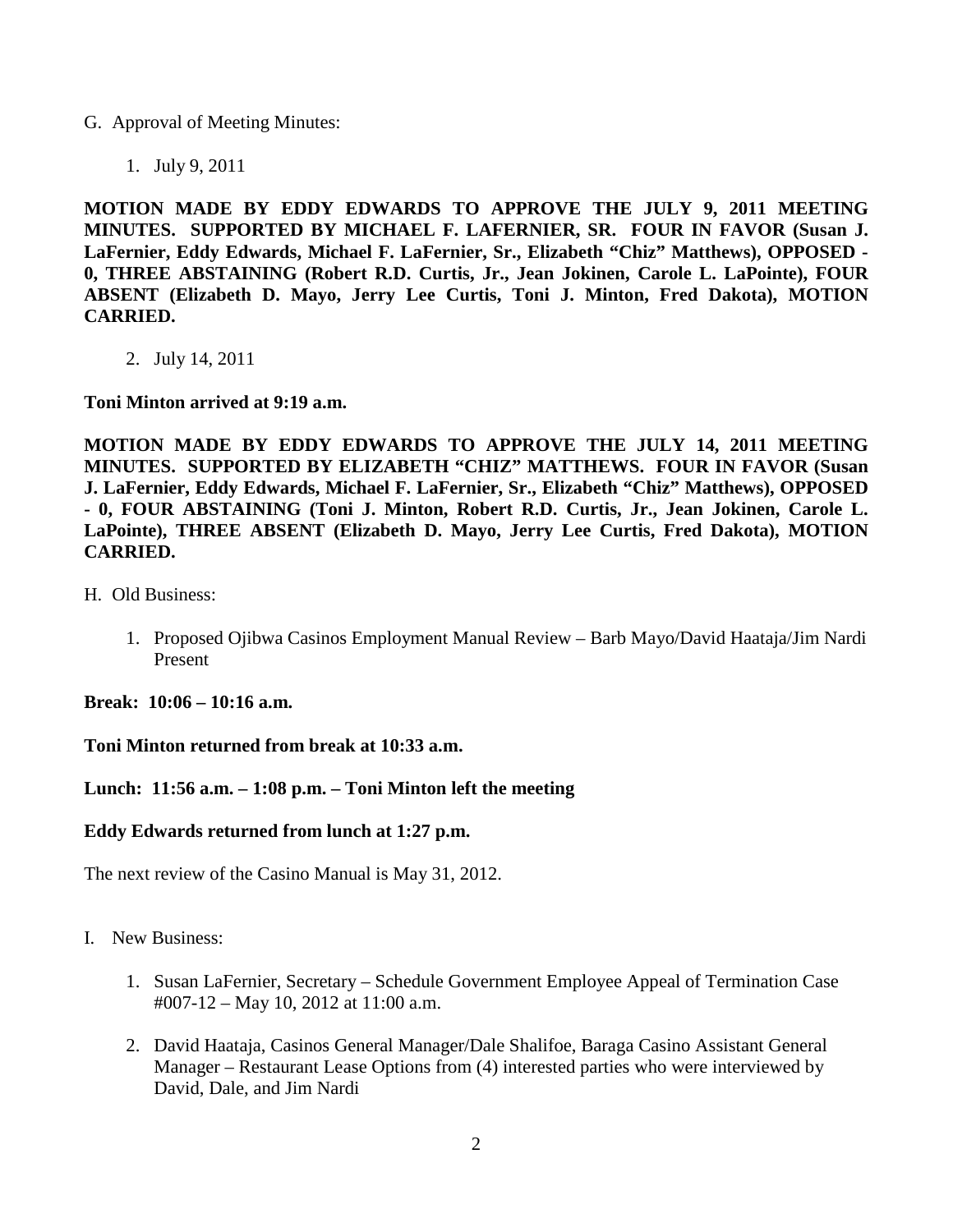G. Approval of Meeting Minutes:

1. July 9, 2011

**MOTION MADE BY EDDY EDWARDS TO APPROVE THE JULY 9, 2011 MEETING MINUTES. SUPPORTED BY MICHAEL F. LAFERNIER, SR. FOUR IN FAVOR (Susan J. LaFernier, Eddy Edwards, Michael F. LaFernier, Sr., Elizabeth "Chiz" Matthews), OPPOSED - 0, THREE ABSTAINING (Robert R.D. Curtis, Jr., Jean Jokinen, Carole L. LaPointe), FOUR ABSENT (Elizabeth D. Mayo, Jerry Lee Curtis, Toni J. Minton, Fred Dakota), MOTION CARRIED.**

2. July 14, 2011

**Toni Minton arrived at 9:19 a.m.**

**MOTION MADE BY EDDY EDWARDS TO APPROVE THE JULY 14, 2011 MEETING MINUTES. SUPPORTED BY ELIZABETH "CHIZ" MATTHEWS. FOUR IN FAVOR (Susan J. LaFernier, Eddy Edwards, Michael F. LaFernier, Sr., Elizabeth "Chiz" Matthews), OPPOSED - 0, FOUR ABSTAINING (Toni J. Minton, Robert R.D. Curtis, Jr., Jean Jokinen, Carole L. LaPointe), THREE ABSENT (Elizabeth D. Mayo, Jerry Lee Curtis, Fred Dakota), MOTION CARRIED.**

H. Old Business:

1. Proposed Ojibwa Casinos Employment Manual Review – Barb Mayo/David Haataja/Jim Nardi Present

**Break: 10:06 – 10:16 a.m.**

**Toni Minton returned from break at 10:33 a.m.**

**Lunch: 11:56 a.m. – 1:08 p.m. – Toni Minton left the meeting**

**Eddy Edwards returned from lunch at 1:27 p.m.**

The next review of the Casino Manual is May 31, 2012.

I. New Business:

1. Susan LaFernier, Secretary – Schedule Government Employee Appeal of Termination Case #007-12 – May 10, 2012 at 11:00 a.m.

2. David Haataja, Casinos General Manager/Dale Shalifoe, Baraga Casino Assistant General Manager – Restaurant Lease Options from (4) interested parties who were interviewed by David, Dale, and Jim Nardi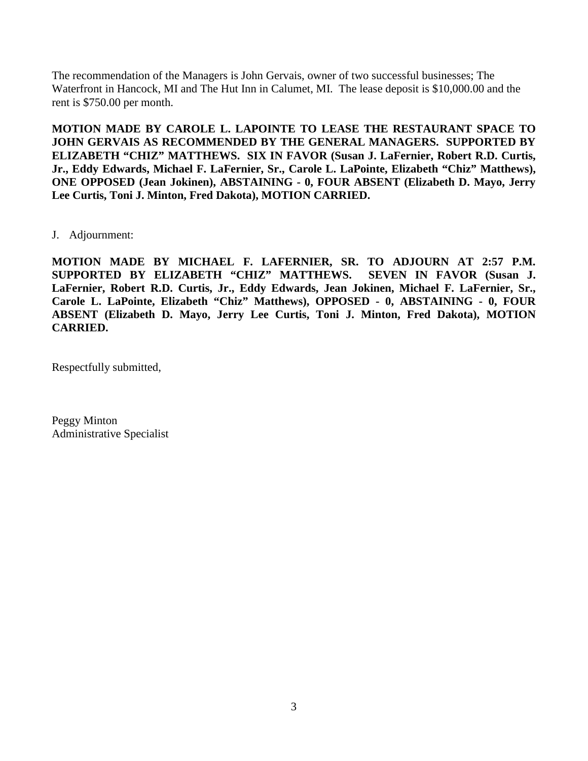The recommendation of the Managers is John Gervais, owner of two successful businesses; The Waterfront in Hancock, MI and The Hut Inn in Calumet, MI. The lease deposit is $10,000.00 and the rent is $750.00 per month.

**MOTION MADE BY CAROLE L. LAPOINTE TO LEASE THE RESTAURANT SPACE TO JOHN GERVAIS AS RECOMMENDED BY THE GENERAL MANAGERS. SUPPORTED BY ELIZABETH "CHIZ" MATTHEWS. SIX IN FAVOR (Susan J. LaFernier, Robert R.D. Curtis, Jr., Eddy Edwards, Michael F. LaFernier, Sr., Carole L. LaPointe, Elizabeth "Chiz" Matthews), ONE OPPOSED (Jean Jokinen), ABSTAINING - 0, FOUR ABSENT (Elizabeth D. Mayo, Jerry Lee Curtis, Toni J. Minton, Fred Dakota), MOTION CARRIED.**

J. Adjournment:

**MOTION MADE BY MICHAEL F. LAFERNIER, SR. TO ADJOURN AT 2:57 P.M. SUPPORTED BY ELIZABETH "CHIZ" MATTHEWS. SEVEN IN FAVOR (Susan J. LaFernier, Robert R.D. Curtis, Jr., Eddy Edwards, Jean Jokinen, Michael F. LaFernier, Sr., Carole L. LaPointe, Elizabeth "Chiz" Matthews), OPPOSED - 0, ABSTAINING - 0, FOUR ABSENT (Elizabeth D. Mayo, Jerry Lee Curtis, Toni J. Minton, Fred Dakota), MOTION CARRIED.**

Respectfully submitted,

Peggy Minton
Administrative Specialist